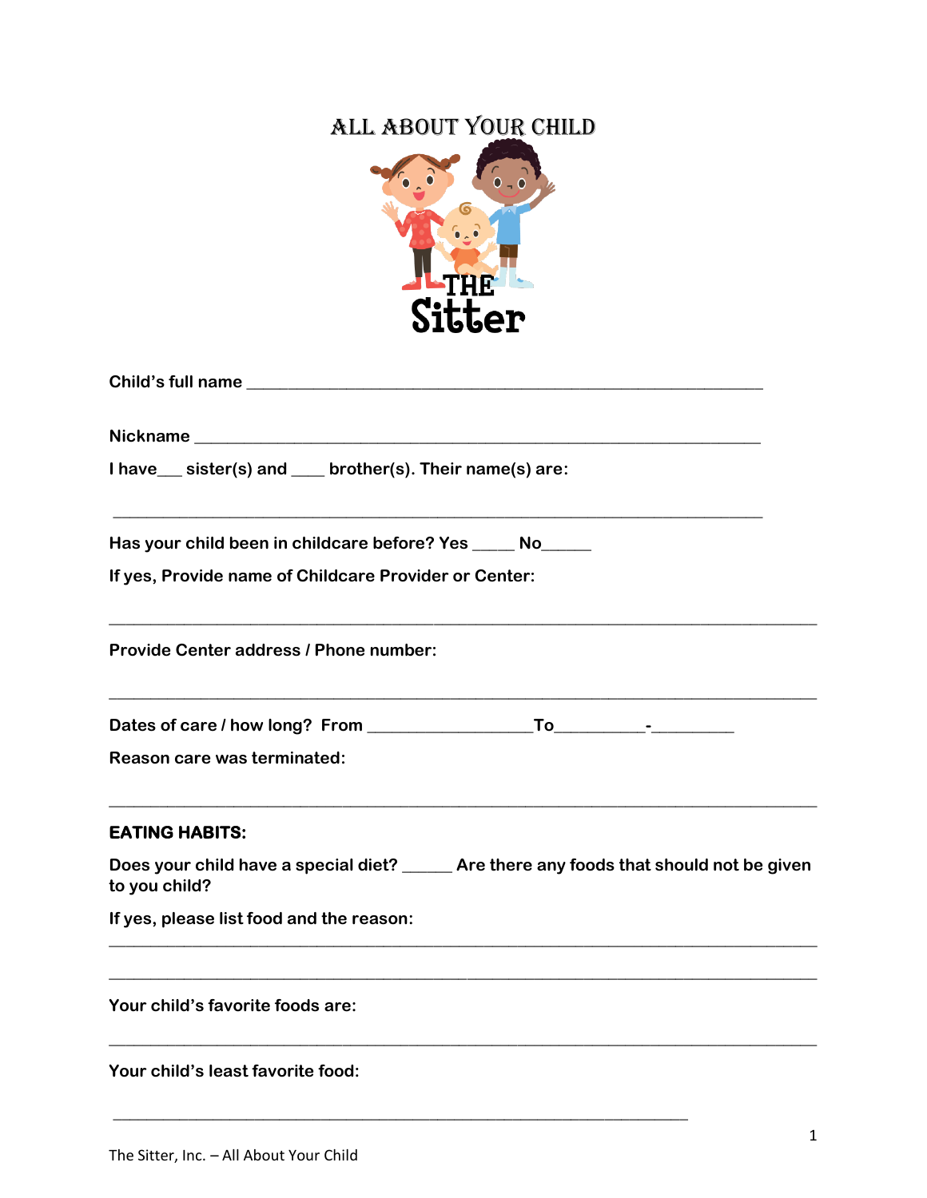# ALL ABOUT YOUR CHILD

THE Sitter

**Child's full name** ____________________________________________________________

**Nickname** _________________________________________________________________

**I have___ sister(s) and ____ brother(s). Their name(s) are:**

____________________________________________________________________________

**Has your child been in childcare before? Yes _____ No______**

**If yes, Provide name of Childcare Provider or Center:**

____________________________________________________________________________

**Provide Center address / Phone number:**

____________________________________________________________________________

**Dates of care / how long? From __________________To__________-_________**

**Reason care was terminated:**

____________________________________________________________________________

**EATING HABITS:**

**Does your child have a special diet? ______ Are there any foods that should not be given to you child?**

**If yes, please list food and the reason:**

____________________________________________________________________________

____________________________________________________________________________

**Your child's favorite foods are:**

____________________________________________________________________________

**Your child's least favorite food:**

____________________________________________________________________________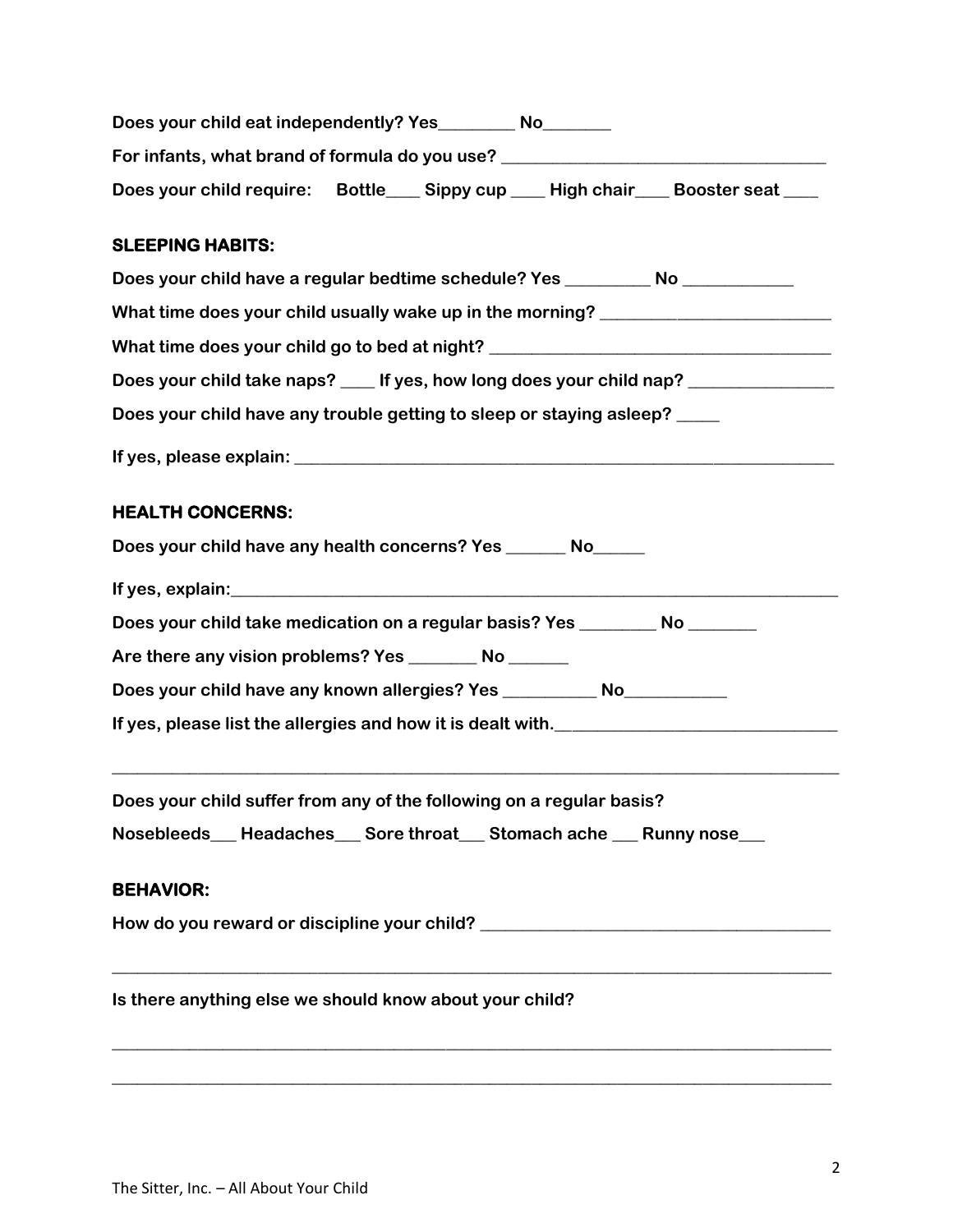**Does your child eat independently? Yes\_\_\_\_\_\_\_\_\_ No\_\_\_\_\_\_\_\_**

**For infants, what brand of formula do you use? \_\_\_\_\_\_\_\_\_\_\_\_\_\_\_\_\_\_\_\_\_\_\_\_\_\_\_\_\_\_\_\_\_\_\_\_\_\_**

**Does your child require: Bottle\_\_\_\_ Sippy cup \_\_\_\_ High chair\_\_\_\_ Booster seat \_\_\_\_**

### SLEEPING HABITS:

**Does your child have a regular bedtime schedule? Yes \_\_\_\_\_\_\_\_\_\_ No \_\_\_\_\_\_\_\_\_\_\_\_\_**

**What time does your child usually wake up in the morning? \_\_\_\_\_\_\_\_\_\_\_\_\_\_\_\_\_\_\_\_\_\_\_\_\_\_\_**

**What time does your child go to bed at night? \_\_\_\_\_\_\_\_\_\_\_\_\_\_\_\_\_\_\_\_\_\_\_\_\_\_\_\_\_\_\_\_\_\_\_\_\_\_\_\_**

**Does your child take naps? \_\_\_\_ If yes, how long does your child nap? \_\_\_\_\_\_\_\_\_\_\_\_\_\_\_\_\_**

**Does your child have any trouble getting to sleep or staying asleep? \_\_\_\_\_**

**If yes, please explain: \_\_\_\_\_\_\_\_\_\_\_\_\_\_\_\_\_\_\_\_\_\_\_\_\_\_\_\_\_\_\_\_\_\_\_\_\_\_\_\_\_\_\_\_\_\_\_\_\_\_\_\_\_\_\_\_\_\_\_\_\_\_\_\_**

### HEALTH CONCERNS:

**Does your child have any health concerns? Yes \_\_\_\_\_\_\_ No\_\_\_\_\_\_**

**If yes, explain:\_\_\_\_\_\_\_\_\_\_\_\_\_\_\_\_\_\_\_\_\_\_\_\_\_\_\_\_\_\_\_\_\_\_\_\_\_\_\_\_\_\_\_\_\_\_\_\_\_\_\_\_\_\_\_\_\_\_\_\_\_\_\_\_\_\_\_\_\_\_\_\_\_**

**Does your child take medication on a regular basis? Yes \_\_\_\_\_\_\_\_\_ No \_\_\_\_\_\_\_\_**

**Are there any vision problems? Yes \_\_\_\_\_\_\_\_ No \_\_\_\_\_\_\_**

**Does your child have any known allergies? Yes \_\_\_\_\_\_\_\_\_\_\_ No\_\_\_\_\_\_\_\_\_\_\_\_**

**If yes, please list the allergies and how it is dealt with.\_\_\_\_\_\_\_\_\_\_\_\_\_\_\_\_\_\_\_\_\_\_\_\_\_\_\_\_\_\_\_\_\_**

\_\_\_\_\_\_\_\_\_\_\_\_\_\_\_\_\_\_\_\_\_\_\_\_\_\_\_\_\_\_\_\_\_\_\_\_\_\_\_\_\_\_\_\_\_\_\_\_\_\_\_\_\_\_\_\_\_\_\_\_\_\_\_\_\_\_\_\_\_\_\_\_\_\_\_\_\_\_\_\_\_\_\_\_\_\_\_\_

**Does your child suffer from any of the following on a regular basis?**

**Nosebleeds\_\_\_ Headaches\_\_\_ Sore throat\_\_\_ Stomach ache \_\_\_ Runny nose\_\_\_**

### BEHAVIOR:

**How do you reward or discipline your child? \_\_\_\_\_\_\_\_\_\_\_\_\_\_\_\_\_\_\_\_\_\_\_\_\_\_\_\_\_\_\_\_\_\_\_\_\_\_\_\_\_\_**

\_\_\_\_\_\_\_\_\_\_\_\_\_\_\_\_\_\_\_\_\_\_\_\_\_\_\_\_\_\_\_\_\_\_\_\_\_\_\_\_\_\_\_\_\_\_\_\_\_\_\_\_\_\_\_\_\_\_\_\_\_\_\_\_\_\_\_\_\_\_\_\_\_\_\_\_\_\_\_\_\_\_\_\_\_\_\_\_

**Is there anything else we should know about your child?**

\_\_\_\_\_\_\_\_\_\_\_\_\_\_\_\_\_\_\_\_\_\_\_\_\_\_\_\_\_\_\_\_\_\_\_\_\_\_\_\_\_\_\_\_\_\_\_\_\_\_\_\_\_\_\_\_\_\_\_\_\_\_\_\_\_\_\_\_\_\_\_\_\_\_\_\_\_\_\_\_\_\_\_\_\_\_\_\_

\_\_\_\_\_\_\_\_\_\_\_\_\_\_\_\_\_\_\_\_\_\_\_\_\_\_\_\_\_\_\_\_\_\_\_\_\_\_\_\_\_\_\_\_\_\_\_\_\_\_\_\_\_\_\_\_\_\_\_\_\_\_\_\_\_\_\_\_\_\_\_\_\_\_\_\_\_\_\_\_\_\_\_\_\_\_\_\_